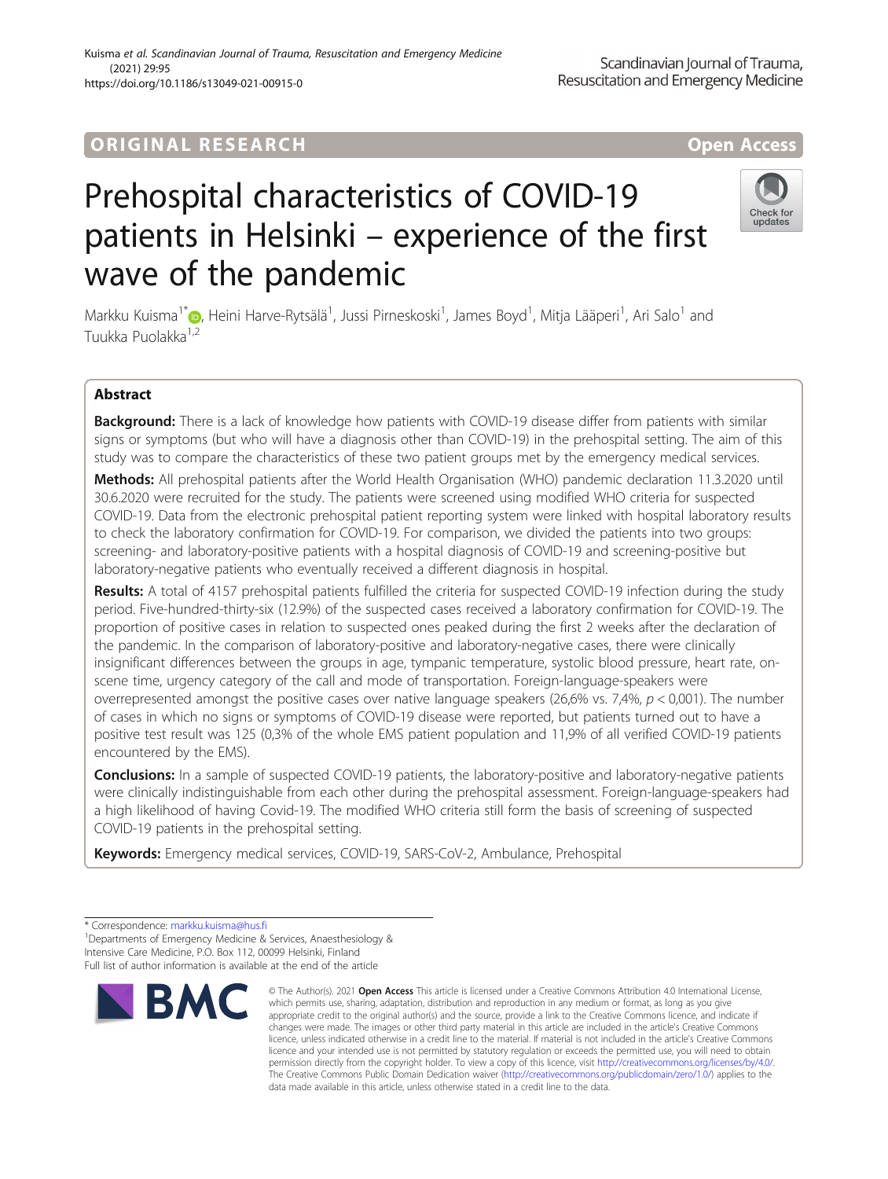ORIGINAL RESEARCH

Open Access

# Prehospital characteristics of COVID-19 patients in Helsinki – experience of the first wave of the pandemic

Markku Kuisma[1*], Heini Harve-Rytsälä[1], Jussi Pirneskoski[1], James Boyd[1], Mitja Lääperi[1], Ari Salo[1] and Tuukka Puolakka[1,2]

## Abstract

**Background:** There is a lack of knowledge how patients with COVID-19 disease differ from patients with similar signs or symptoms (but who will have a diagnosis other than COVID-19) in the prehospital setting. The aim of this study was to compare the characteristics of these two patient groups met by the emergency medical services.

**Methods:** All prehospital patients after the World Health Organisation (WHO) pandemic declaration 11.3.2020 until 30.6.2020 were recruited for the study. The patients were screened using modified WHO criteria for suspected COVID-19. Data from the electronic prehospital patient reporting system were linked with hospital laboratory results to check the laboratory confirmation for COVID-19. For comparison, we divided the patients into two groups: screening- and laboratory-positive patients with a hospital diagnosis of COVID-19 and screening-positive but laboratory-negative patients who eventually received a different diagnosis in hospital.

**Results:** A total of 4157 prehospital patients fulfilled the criteria for suspected COVID-19 infection during the study period. Five-hundred-thirty-six (12.9%) of the suspected cases received a laboratory confirmation for COVID-19. The proportion of positive cases in relation to suspected ones peaked during the first 2 weeks after the declaration of the pandemic. In the comparison of laboratory-positive and laboratory-negative cases, there were clinically insignificant differences between the groups in age, tympanic temperature, systolic blood pressure, heart rate, on-scene time, urgency category of the call and mode of transportation. Foreign-language-speakers were overrepresented amongst the positive cases over native language speakers (26,6% vs. 7,4%, $p < 0,001$). The number of cases in which no signs or symptoms of COVID-19 disease were reported, but patients turned out to have a positive test result was 125 (0,3% of the whole EMS patient population and 11,9% of all verified COVID-19 patients encountered by the EMS).

**Conclusions:** In a sample of suspected COVID-19 patients, the laboratory-positive and laboratory-negative patients were clinically indistinguishable from each other during the prehospital assessment. Foreign-language-speakers had a high likelihood of having Covid-19. The modified WHO criteria still form the basis of screening of suspected COVID-19 patients in the prehospital setting.

**Keywords:** Emergency medical services, COVID-19, SARS-CoV-2, Ambulance, Prehospital

\* Correspondence: markku.kuisma@hus.fi
[1]Departments of Emergency Medicine & Services, Anaesthesiology & Intensive Care Medicine, P.O. Box 112, 00099 Helsinki, Finland
Full list of author information is available at the end of the article

© The Author(s). 2021 **Open Access** This article is licensed under a Creative Commons Attribution 4.0 International License, which permits use, sharing, adaptation, distribution and reproduction in any medium or format, as long as you give appropriate credit to the original author(s) and the source, provide a link to the Creative Commons licence, and indicate if changes were made. The images or other third party material in this article are included in the article's Creative Commons licence, unless indicated otherwise in a credit line to the material. If material is not included in the article's Creative Commons licence and your intended use is not permitted by statutory regulation or exceeds the permitted use, you will need to obtain permission directly from the copyright holder. To view a copy of this licence, visit http://creativecommons.org/licenses/by/4.0/. The Creative Commons Public Domain Dedication waiver (http://creativecommons.org/publicdomain/zero/1.0/) applies to the data made available in this article, unless otherwise stated in a credit line to the data.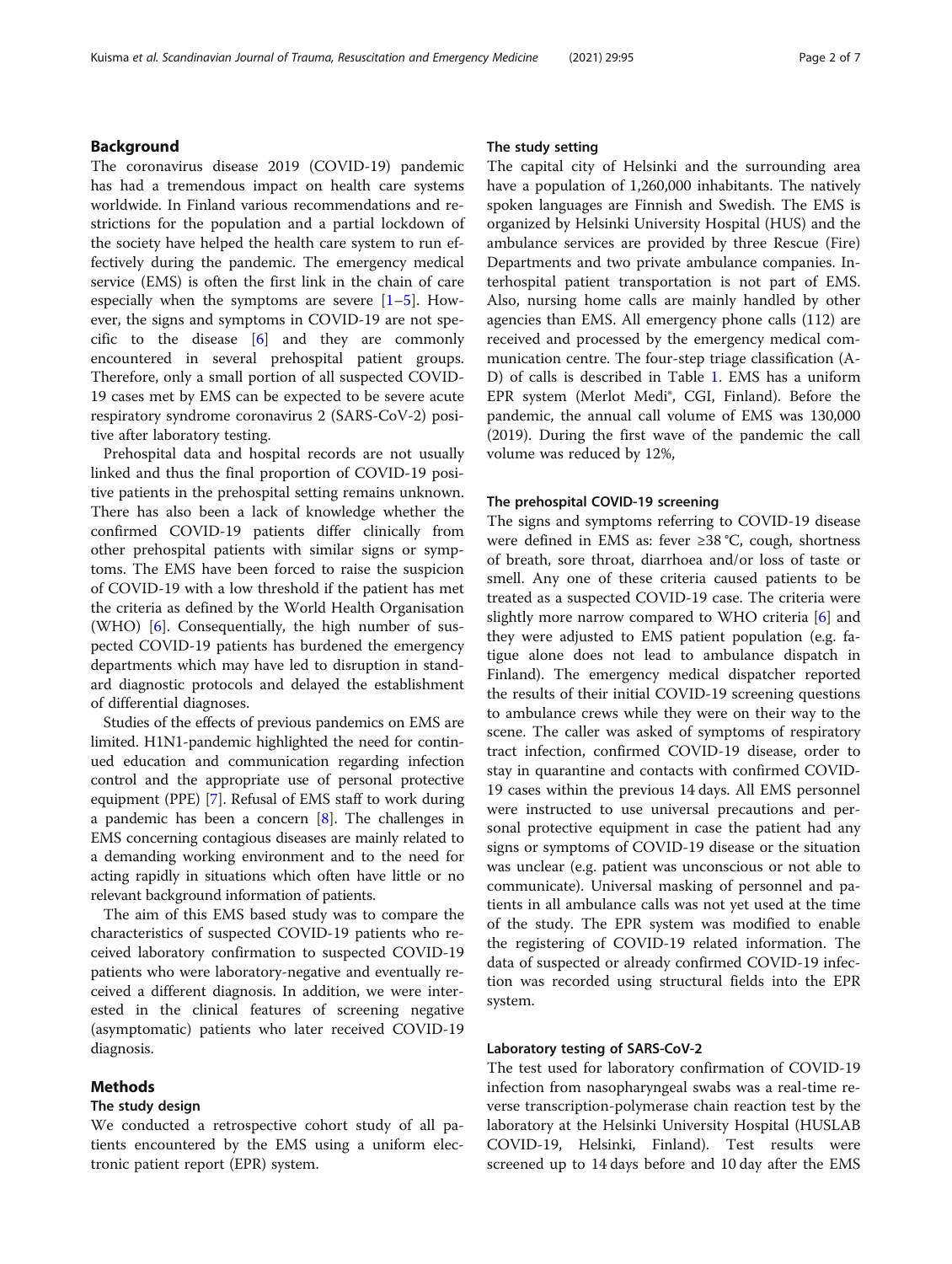## Background

The coronavirus disease 2019 (COVID-19) pandemic has had a tremendous impact on health care systems worldwide. In Finland various recommendations and restrictions for the population and a partial lockdown of the society have helped the health care system to run effectively during the pandemic. The emergency medical service (EMS) is often the first link in the chain of care especially when the symptoms are severe [1–5]. However, the signs and symptoms in COVID-19 are not specific to the disease [6] and they are commonly encountered in several prehospital patient groups. Therefore, only a small portion of all suspected COVID-19 cases met by EMS can be expected to be severe acute respiratory syndrome coronavirus 2 (SARS-CoV-2) positive after laboratory testing.

Prehospital data and hospital records are not usually linked and thus the final proportion of COVID-19 positive patients in the prehospital setting remains unknown. There has also been a lack of knowledge whether the confirmed COVID-19 patients differ clinically from other prehospital patients with similar signs or symptoms. The EMS have been forced to raise the suspicion of COVID-19 with a low threshold if the patient has met the criteria as defined by the World Health Organisation (WHO) [6]. Consequentially, the high number of suspected COVID-19 patients has burdened the emergency departments which may have led to disruption in standard diagnostic protocols and delayed the establishment of differential diagnoses.

Studies of the effects of previous pandemics on EMS are limited. H1N1-pandemic highlighted the need for continued education and communication regarding infection control and the appropriate use of personal protective equipment (PPE) [7]. Refusal of EMS staff to work during a pandemic has been a concern [8]. The challenges in EMS concerning contagious diseases are mainly related to a demanding working environment and to the need for acting rapidly in situations which often have little or no relevant background information of patients.

The aim of this EMS based study was to compare the characteristics of suspected COVID-19 patients who received laboratory confirmation to suspected COVID-19 patients who were laboratory-negative and eventually received a different diagnosis. In addition, we were interested in the clinical features of screening negative (asymptomatic) patients who later received COVID-19 diagnosis.

## Methods

### The study design

We conducted a retrospective cohort study of all patients encountered by the EMS using a uniform electronic patient report (EPR) system.

### The study setting

The capital city of Helsinki and the surrounding area have a population of 1,260,000 inhabitants. The natively spoken languages are Finnish and Swedish. The EMS is organized by Helsinki University Hospital (HUS) and the ambulance services are provided by three Rescue (Fire) Departments and two private ambulance companies. Interhospital patient transportation is not part of EMS. Also, nursing home calls are mainly handled by other agencies than EMS. All emergency phone calls (112) are received and processed by the emergency medical communication centre. The four-step triage classification (A-D) of calls is described in Table 1. EMS has a uniform EPR system (Merlot Medi®, CGI, Finland). Before the pandemic, the annual call volume of EMS was 130,000 (2019). During the first wave of the pandemic the call volume was reduced by 12%,

### The prehospital COVID-19 screening

The signs and symptoms referring to COVID-19 disease were defined in EMS as: fever ≥38 °C, cough, shortness of breath, sore throat, diarrhoea and/or loss of taste or smell. Any one of these criteria caused patients to be treated as a suspected COVID-19 case. The criteria were slightly more narrow compared to WHO criteria [6] and they were adjusted to EMS patient population (e.g. fatigue alone does not lead to ambulance dispatch in Finland). The emergency medical dispatcher reported the results of their initial COVID-19 screening questions to ambulance crews while they were on their way to the scene. The caller was asked of symptoms of respiratory tract infection, confirmed COVID-19 disease, order to stay in quarantine and contacts with confirmed COVID-19 cases within the previous 14 days. All EMS personnel were instructed to use universal precautions and personal protective equipment in case the patient had any signs or symptoms of COVID-19 disease or the situation was unclear (e.g. patient was unconscious or not able to communicate). Universal masking of personnel and patients in all ambulance calls was not yet used at the time of the study. The EPR system was modified to enable the registering of COVID-19 related information. The data of suspected or already confirmed COVID-19 infection was recorded using structural fields into the EPR system.

### Laboratory testing of SARS-CoV-2

The test used for laboratory confirmation of COVID-19 infection from nasopharyngeal swabs was a real-time reverse transcription-polymerase chain reaction test by the laboratory at the Helsinki University Hospital (HUSLAB COVID-19, Helsinki, Finland). Test results were screened up to 14 days before and 10 day after the EMS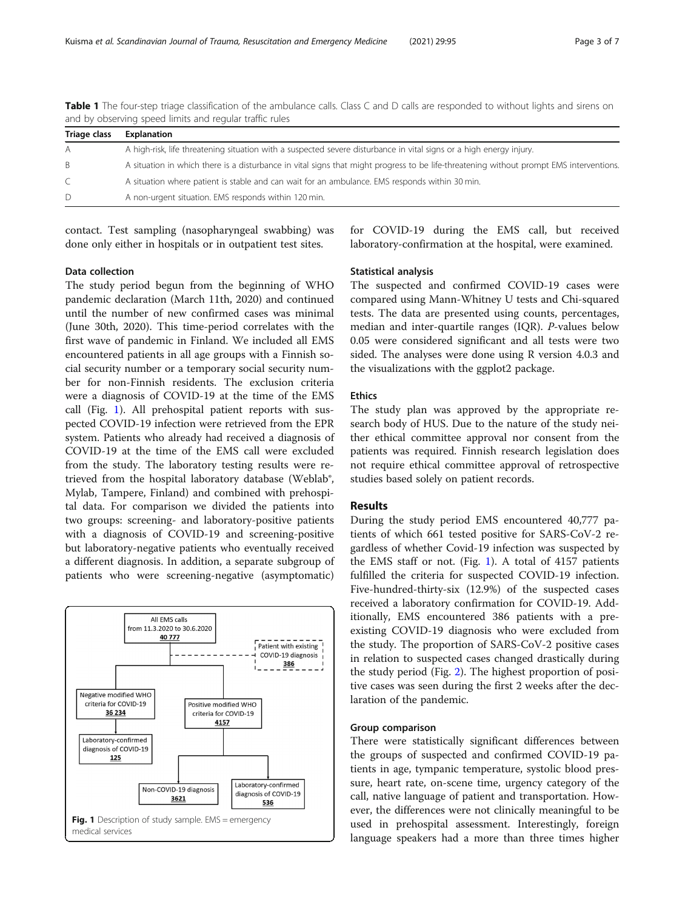**Table 1** The four-step triage classification of the ambulance calls. Class C and D calls are responded to without lights and sirens on and by observing speed limits and regular traffic rules

| Triage class | Explanation |
| --- | --- |
| A | A high-risk, life threatening situation with a suspected severe disturbance in vital signs or a high energy injury. |
| B | A situation in which there is a disturbance in vital signs that might progress to be life-threatening without prompt EMS interventions. |
| C | A situation where patient is stable and can wait for an ambulance. EMS responds within 30 min. |
| D | A non-urgent situation. EMS responds within 120 min. |

contact. Test sampling (nasopharyngeal swabbing) was done only either in hospitals or in outpatient test sites.

### Data collection

The study period begun from the beginning of WHO pandemic declaration (March 11th, 2020) and continued until the number of new confirmed cases was minimal (June 30th, 2020). This time-period correlates with the first wave of pandemic in Finland. We included all EMS encountered patients in all age groups with a Finnish social security number or a temporary social security number for non-Finnish residents. The exclusion criteria were a diagnosis of COVID-19 at the time of the EMS call (Fig. 1). All prehospital patient reports with suspected COVID-19 infection were retrieved from the EPR system. Patients who already had received a diagnosis of COVID-19 at the time of the EMS call were excluded from the study. The laboratory testing results were retrieved from the hospital laboratory database (Weblab®, Mylab, Tampere, Finland) and combined with prehospital data. For comparison we divided the patients into two groups: screening- and laboratory-positive patients with a diagnosis of COVID-19 and screening-positive but laboratory-negative patients who eventually received a different diagnosis. In addition, a separate subgroup of patients who were screening-negative (asymptomatic) for COVID-19 during the EMS call, but received laboratory-confirmation at the hospital, were examined.

All EMS calls from 11.3.2020 to 30.6.2020 **40 777**

Patient with existing COVID-19 diagnosis **386**

Negative modified WHO criteria for COVID-19 **36 234**

Positive modified WHO criteria for COVID-19 **4157**

Laboratory-confirmed diagnosis of COVID-19 **125**

Non-COVID-19 diagnosis **3621**

Laboratory-confirmed diagnosis of COVID-19 **536**

**Fig. 1** Description of study sample. EMS = emergency medical services

### Statistical analysis

The suspected and confirmed COVID-19 cases were compared using Mann-Whitney U tests and Chi-squared tests. The data are presented using counts, percentages, median and inter-quartile ranges (IQR). *P*-values below 0.05 were considered significant and all tests were two sided. The analyses were done using R version 4.0.3 and the visualizations with the ggplot2 package.

### Ethics

The study plan was approved by the appropriate research body of HUS. Due to the nature of the study neither ethical committee approval nor consent from the patients was required. Finnish research legislation does not require ethical committee approval of retrospective studies based solely on patient records.

## Results

During the study period EMS encountered 40,777 patients of which 661 tested positive for SARS-CoV-2 regardless of whether Covid-19 infection was suspected by the EMS staff or not. (Fig. 1). A total of 4157 patients fulfilled the criteria for suspected COVID-19 infection. Five-hundred-thirty-six (12.9%) of the suspected cases received a laboratory confirmation for COVID-19. Additionally, EMS encountered 386 patients with a preexisting COVID-19 diagnosis who were excluded from the study. The proportion of SARS-CoV-2 positive cases in relation to suspected cases changed drastically during the study period (Fig. 2). The highest proportion of positive cases was seen during the first 2 weeks after the declaration of the pandemic.

### Group comparison

There were statistically significant differences between the groups of suspected and confirmed COVID-19 patients in age, tympanic temperature, systolic blood pressure, heart rate, on-scene time, urgency category of the call, native language of patient and transportation. However, the differences were not clinically meaningful to be used in prehospital assessment. Interestingly, foreign language speakers had a more than three times higher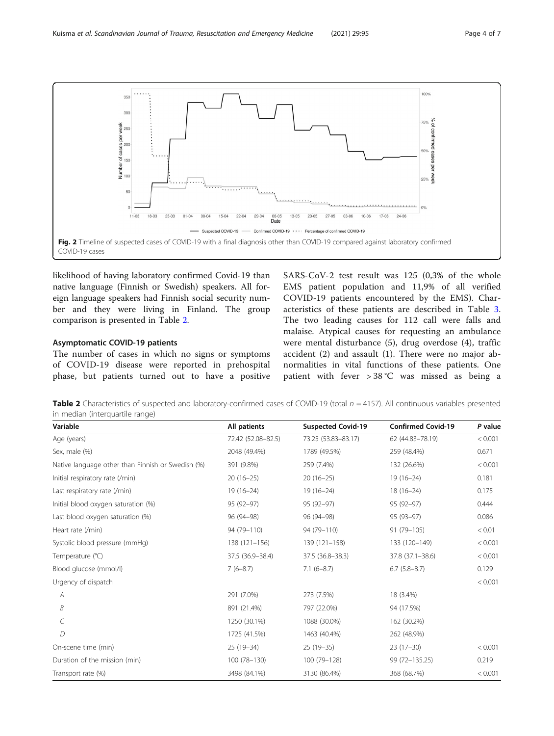Fig. 2 Timeline of suspected cases of COVID-19 with a final diagnosis other than COVID-19 compared against laboratory confirmed COVID-19 cases

likelihood of having laboratory confirmed Covid-19 than native language (Finnish or Swedish) speakers. All foreign language speakers had Finnish social security number and they were living in Finland. The group comparison is presented in Table 2.

### Asymptomatic COVID-19 patients

The number of cases in which no signs or symptoms of COVID-19 disease were reported in prehospital phase, but patients turned out to have a positive SARS-CoV-2 test result was 125 (0,3% of the whole EMS patient population and 11,9% of all verified COVID-19 patients encountered by the EMS). Characteristics of these patients are described in Table 3. The two leading causes for 112 call were falls and malaise. Atypical causes for requesting an ambulance were mental disturbance (5), drug overdose (4), traffic accident (2) and assault (1). There were no major abnormalities in vital functions of these patients. One patient with fever > 38 °C was missed as being a

**Table 2** Characteristics of suspected and laboratory-confirmed cases of COVID-19 (total $n = 4157$). All continuous variables presented in median (interquartile range)

| Variable | All patients | Suspected Covid-19 | Confirmed Covid-19 | P value |
|---|---|---|---|---|
| Age (years) | 72.42 (52.08–82.5) | 73.25 (53.83–83.17) | 62 (44.83–78.19) | < 0.001 |
| Sex, male (%) | 2048 (49.4%) | 1789 (49.5%) | 259 (48.4%) | 0.671 |
| Native language other than Finnish or Swedish (%) | 391 (9.8%) | 259 (7.4%) | 132 (26.6%) | < 0.001 |
| Initial respiratory rate (/min) | 20 (16–25) | 20 (16–25) | 19 (16–24) | 0.181 |
| Last respiratory rate (/min) | 19 (16–24) | 19 (16–24) | 18 (16–24) | 0.175 |
| Initial blood oxygen saturation (%) | 95 (92–97) | 95 (92–97) | 95 (92–97) | 0.444 |
| Last blood oxygen saturation (%) | 96 (94–98) | 96 (94–98) | 95 (93–97) | 0.086 |
| Heart rate (/min) | 94 (79–110) | 94 (79–110) | 91 (79–105) | < 0.01 |
| Systolic blood pressure (mmHg) | 138 (121–156) | 139 (121–158) | 133 (120–149) | < 0.001 |
| Temperature (°C) | 37.5 (36.9–38.4) | 37.5 (36.8–38.3) | 37.8 (37.1–38.6) | < 0.001 |
| Blood glucose (mmol/l) | 7 (6–8.7) | 7.1 (6–8.7) | 6.7 (5.8–8.7) | 0.129 |
| Urgency of dispatch | | | | < 0.001 |
| *A* | 291 (7.0%) | 273 (7.5%) | 18 (3.4%) | |
| *B* | 891 (21.4%) | 797 (22.0%) | 94 (17.5%) | |
| *C* | 1250 (30.1%) | 1088 (30.0%) | 162 (30.2%) | |
| *D* | 1725 (41.5%) | 1463 (40.4%) | 262 (48.9%) | |
| On-scene time (min) | 25 (19–34) | 25 (19–35) | 23 (17–30) | < 0.001 |
| Duration of the mission (min) | 100 (78–130) | 100 (79–128) | 99 (72–135.25) | 0.219 |
| Transport rate (%) | 3498 (84.1%) | 3130 (86.4%) | 368 (68.7%) | < 0.001 |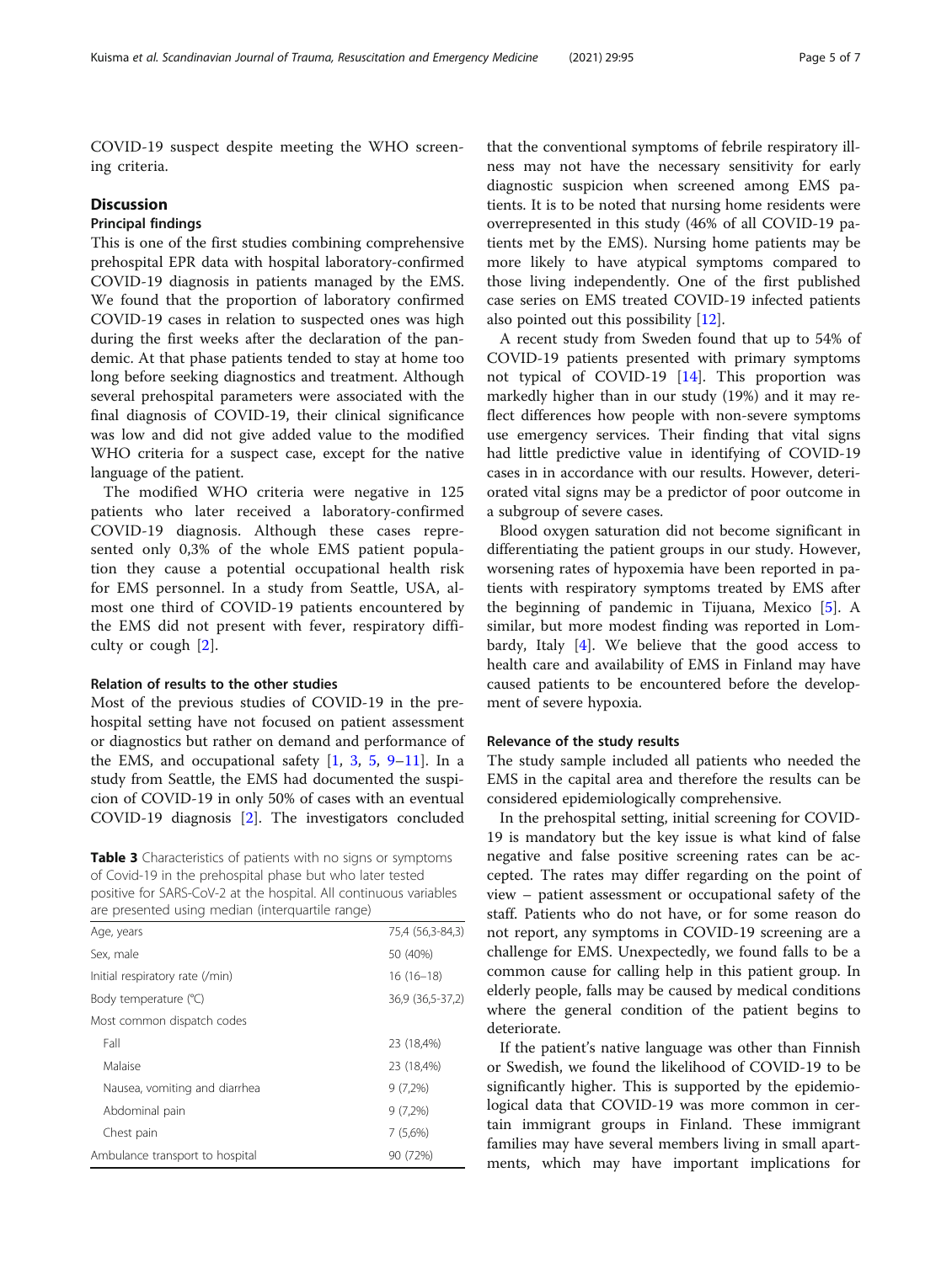COVID-19 suspect despite meeting the WHO screening criteria.

## Discussion

### Principal findings

This is one of the first studies combining comprehensive prehospital EPR data with hospital laboratory-confirmed COVID-19 diagnosis in patients managed by the EMS. We found that the proportion of laboratory confirmed COVID-19 cases in relation to suspected ones was high during the first weeks after the declaration of the pandemic. At that phase patients tended to stay at home too long before seeking diagnostics and treatment. Although several prehospital parameters were associated with the final diagnosis of COVID-19, their clinical significance was low and did not give added value to the modified WHO criteria for a suspect case, except for the native language of the patient.

The modified WHO criteria were negative in 125 patients who later received a laboratory-confirmed COVID-19 diagnosis. Although these cases represented only 0,3% of the whole EMS patient population they cause a potential occupational health risk for EMS personnel. In a study from Seattle, USA, almost one third of COVID-19 patients encountered by the EMS did not present with fever, respiratory difficulty or cough [2].

### Relation of results to the other studies

Most of the previous studies of COVID-19 in the prehospital setting have not focused on patient assessment or diagnostics but rather on demand and performance of the EMS, and occupational safety [1, 3, 5, 9–11]. In a study from Seattle, the EMS had documented the suspicion of COVID-19 in only 50% of cases with an eventual COVID-19 diagnosis [2]. The investigators concluded that the conventional symptoms of febrile respiratory illness may not have the necessary sensitivity for early diagnostic suspicion when screened among EMS patients. It is to be noted that nursing home residents were overrepresented in this study (46% of all COVID-19 patients met by the EMS). Nursing home patients may be more likely to have atypical symptoms compared to those living independently. One of the first published case series on EMS treated COVID-19 infected patients also pointed out this possibility [12].

A recent study from Sweden found that up to 54% of COVID-19 patients presented with primary symptoms not typical of COVID-19 [14]. This proportion was markedly higher than in our study (19%) and it may reflect differences how people with non-severe symptoms use emergency services. Their finding that vital signs had little predictive value in identifying of COVID-19 cases in in accordance with our results. However, deteriorated vital signs may be a predictor of poor outcome in a subgroup of severe cases.

Blood oxygen saturation did not become significant in differentiating the patient groups in our study. However, worsening rates of hypoxemia have been reported in patients with respiratory symptoms treated by EMS after the beginning of pandemic in Tijuana, Mexico [5]. A similar, but more modest finding was reported in Lombardy, Italy [4]. We believe that the good access to health care and availability of EMS in Finland may have caused patients to be encountered before the development of severe hypoxia.

### Relevance of the study results

The study sample included all patients who needed the EMS in the capital area and therefore the results can be considered epidemiologically comprehensive.

In the prehospital setting, initial screening for COVID-19 is mandatory but the key issue is what kind of false negative and false positive screening rates can be accepted. The rates may differ regarding on the point of view – patient assessment or occupational safety of the staff. Patients who do not have, or for some reason do not report, any symptoms in COVID-19 screening are a challenge for EMS. Unexpectedly, we found falls to be a common cause for calling help in this patient group. In elderly people, falls may be caused by medical conditions where the general condition of the patient begins to deteriorate.

If the patient's native language was other than Finnish or Swedish, we found the likelihood of COVID-19 to be significantly higher. This is supported by the epidemiological data that COVID-19 was more common in certain immigrant groups in Finland. These immigrant families may have several members living in small apartments, which may have important implications for

**Table 3** Characteristics of patients with no signs or symptoms of Covid-19 in the prehospital phase but who later tested positive for SARS-CoV-2 at the hospital. All continuous variables are presented using median (interquartile range)

| | |
|---|---|
| Age, years | 75,4 (56,3-84,3) |
| Sex, male | 50 (40%) |
| Initial respiratory rate (/min) | 16 (16–18) |
| Body temperature (°C) | 36,9 (36,5-37,2) |
| Most common dispatch codes | |
| Fall | 23 (18,4%) |
| Malaise | 23 (18,4%) |
| Nausea, vomiting and diarrhea | 9 (7,2%) |
| Abdominal pain | 9 (7,2%) |
| Chest pain | 7 (5,6%) |
| Ambulance transport to hospital | 90 (72%) |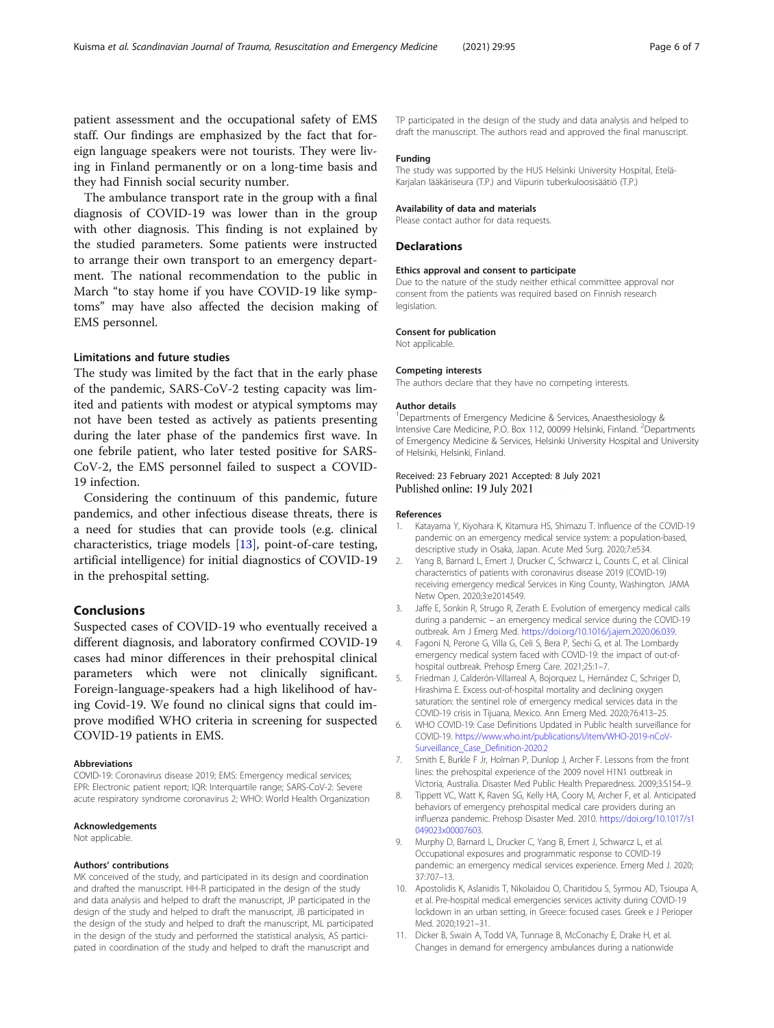patient assessment and the occupational safety of EMS staff. Our findings are emphasized by the fact that foreign language speakers were not tourists. They were living in Finland permanently or on a long-time basis and they had Finnish social security number.

The ambulance transport rate in the group with a final diagnosis of COVID-19 was lower than in the group with other diagnosis. This finding is not explained by the studied parameters. Some patients were instructed to arrange their own transport to an emergency department. The national recommendation to the public in March "to stay home if you have COVID-19 like symptoms" may have also affected the decision making of EMS personnel.

### Limitations and future studies

The study was limited by the fact that in the early phase of the pandemic, SARS-CoV-2 testing capacity was limited and patients with modest or atypical symptoms may not have been tested as actively as patients presenting during the later phase of the pandemics first wave. In one febrile patient, who later tested positive for SARS-CoV-2, the EMS personnel failed to suspect a COVID-19 infection.

Considering the continuum of this pandemic, future pandemics, and other infectious disease threats, there is a need for studies that can provide tools (e.g. clinical characteristics, triage models [13], point-of-care testing, artificial intelligence) for initial diagnostics of COVID-19 in the prehospital setting.

## Conclusions

Suspected cases of COVID-19 who eventually received a different diagnosis, and laboratory confirmed COVID-19 cases had minor differences in their prehospital clinical parameters which were not clinically significant. Foreign-language-speakers had a high likelihood of having Covid-19. We found no clinical signs that could improve modified WHO criteria in screening for suspected COVID-19 patients in EMS.

#### Abbreviations

COVID-19: Coronavirus disease 2019; EMS: Emergency medical services; EPR: Electronic patient report; IQR: Interquartile range; SARS-CoV-2: Severe acute respiratory syndrome coronavirus 2; WHO: World Health Organization

#### Acknowledgements

Not applicable.

#### Authors' contributions

MK conceived of the study, and participated in its design and coordination and drafted the manuscript. HH-R participated in the design of the study and data analysis and helped to draft the manuscript, JP participated in the design of the study and helped to draft the manuscript, JB participated in the design of the study and helped to draft the manuscript, ML participated in the design of the study and performed the statistical analysis, AS participated in coordination of the study and helped to draft the manuscript and TP participated in the design of the study and data analysis and helped to draft the manuscript. The authors read and approved the final manuscript.

#### Funding

The study was supported by the HUS Helsinki University Hospital, Etelä-Karjalan lääkäriseura (T.P.) and Viipurin tuberkuloosisäätiö (T.P.)

#### Availability of data and materials

Please contact author for data requests.

## Declarations

#### Ethics approval and consent to participate

Due to the nature of the study neither ethical committee approval nor consent from the patients was required based on Finnish research legislation.

#### Consent for publication

Not applicable.

#### Competing interests

The authors declare that they have no competing interests.

#### Author details

[1]Departments of Emergency Medicine & Services, Anaesthesiology & Intensive Care Medicine, P.O. Box 112, 00099 Helsinki, Finland. [2]Departments of Emergency Medicine & Services, Helsinki University Hospital and University of Helsinki, Helsinki, Finland.

Received: 23 February 2021 Accepted: 8 July 2021
Published online: 19 July 2021

#### References

1. Katayama Y, Kiyohara K, Kitamura HS, Shimazu T. Influence of the COVID-19 pandemic on an emergency medical service system: a population-based, descriptive study in Osaka, Japan. Acute Med Surg. 2020;7:e534.
2. Yang B, Barnard L, Emert J, Drucker C, Schwarcz L, Counts C, et al. Clinical characteristics of patients with coronavirus disease 2019 (COVID-19) receiving emergency medical Services in King County, Washington. JAMA Netw Open. 2020;3:e2014549.
3. Jaffe E, Sonkin R, Strugo R, Zerath E. Evolution of emergency medical calls during a pandemic – an emergency medical service during the COVID-19 outbreak. Am J Emerg Med. https://doi.org/10.1016/j.ajem.2020.06.039.
4. Fagoni N, Perone G, Villa G, Celi S, Bera P, Sechi G, et al. The Lombardy emergency medical system faced with COVID-19: the impact of out-of-hospital outbreak. Prehosp Emerg Care. 2021;25:1–7.
5. Friedman J, Calderón-Villarreal A, Bojorquez L, Hernández C, Schriger D, Hirashima E. Excess out-of-hospital mortality and declining oxygen saturation: the sentinel role of emergency medical services data in the COVID-19 crisis in Tijuana, Mexico. Ann Emerg Med. 2020;76:413–25.
6. WHO COVID-19: Case Definitions Updated in Public health surveillance for COVID-19. https://www.who.int/publications/i/item/WHO-2019-nCoV-Surveillance_Case_Definition-2020.2
7. Smith E, Burkle F Jr, Holman P, Dunlop J, Archer F. Lessons from the front lines: the prehospital experience of the 2009 novel H1N1 outbreak in Victoria, Australia. Disaster Med Public Health Preparedness. 2009;3:S154–9.
8. Tippett VC, Watt K, Raven SG, Kelly HA, Coory M, Archer F, et al. Anticipated behaviors of emergency prehospital medical care providers during an influenza pandemic. Prehosp Disaster Med. 2010. https://doi.org/10.1017/s1049023x00007603.
9. Murphy D, Barnard L, Drucker C, Yang B, Emert J, Schwarcz L, et al. Occupational exposures and programmatic response to COVID-19 pandemic: an emergency medical services experience. Emerg Med J. 2020; 37:707–13.
10. Apostolidis K, Aslanidis T, Nikolaidou O, Charitidou S, Syrmou AD, Tsioupa A, et al. Pre-hospital medical emergencies services activity during COVID-19 lockdown in an urban setting, in Greece: focused cases. Greek e J Perioper Med. 2020;19:21–31.
11. Dicker B, Swain A, Todd VA, Tunnage B, McConachy E, Drake H, et al. Changes in demand for emergency ambulances during a nationwide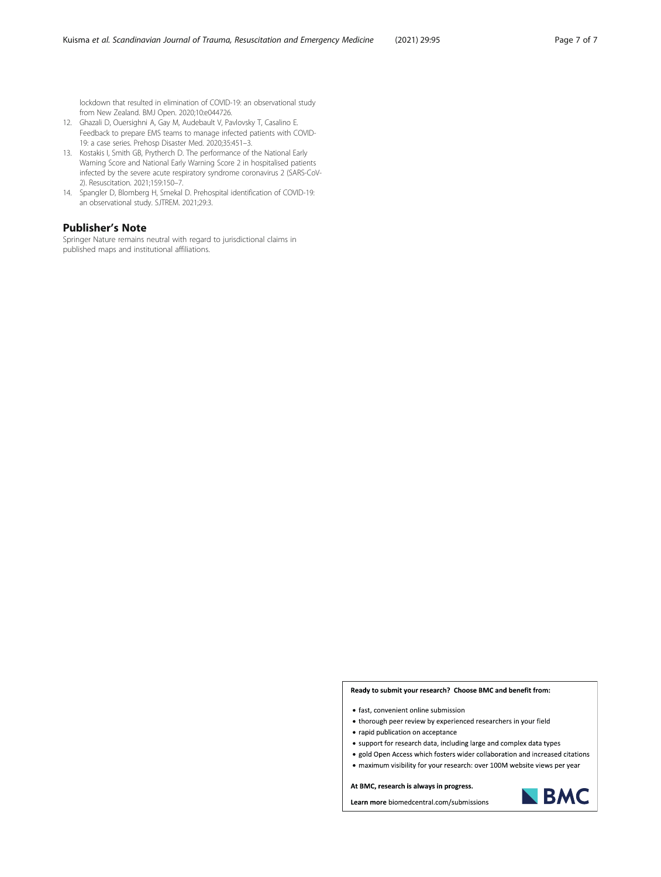lockdown that resulted in elimination of COVID-19: an observational study from New Zealand. BMJ Open. 2020;10:e044726.

12. Ghazali D, Ouersighni A, Gay M, Audebault V, Pavlovsky T, Casalino E. Feedback to prepare EMS teams to manage infected patients with COVID-19: a case series. Prehosp Disaster Med. 2020;35:451–3.
13. Kostakis I, Smith GB, Prytherch D. The performance of the National Early Warning Score and National Early Warning Score 2 in hospitalised patients infected by the severe acute respiratory syndrome coronavirus 2 (SARS-CoV-2). Resuscitation. 2021;159:150–7.
14. Spangler D, Blomberg H, Smekal D. Prehospital identification of COVID-19: an observational study. SJTREM. 2021;29:3.

## Publisher's Note

Springer Nature remains neutral with regard to jurisdictional claims in published maps and institutional affiliations.

**Ready to submit your research? Choose BMC and benefit from:**

- fast, convenient online submission
- thorough peer review by experienced researchers in your field
- rapid publication on acceptance
- support for research data, including large and complex data types
- gold Open Access which fosters wider collaboration and increased citations
- maximum visibility for your research: over 100M website views per year

**At BMC, research is always in progress.**

**Learn more** biomedcentral.com/submissions

BMC